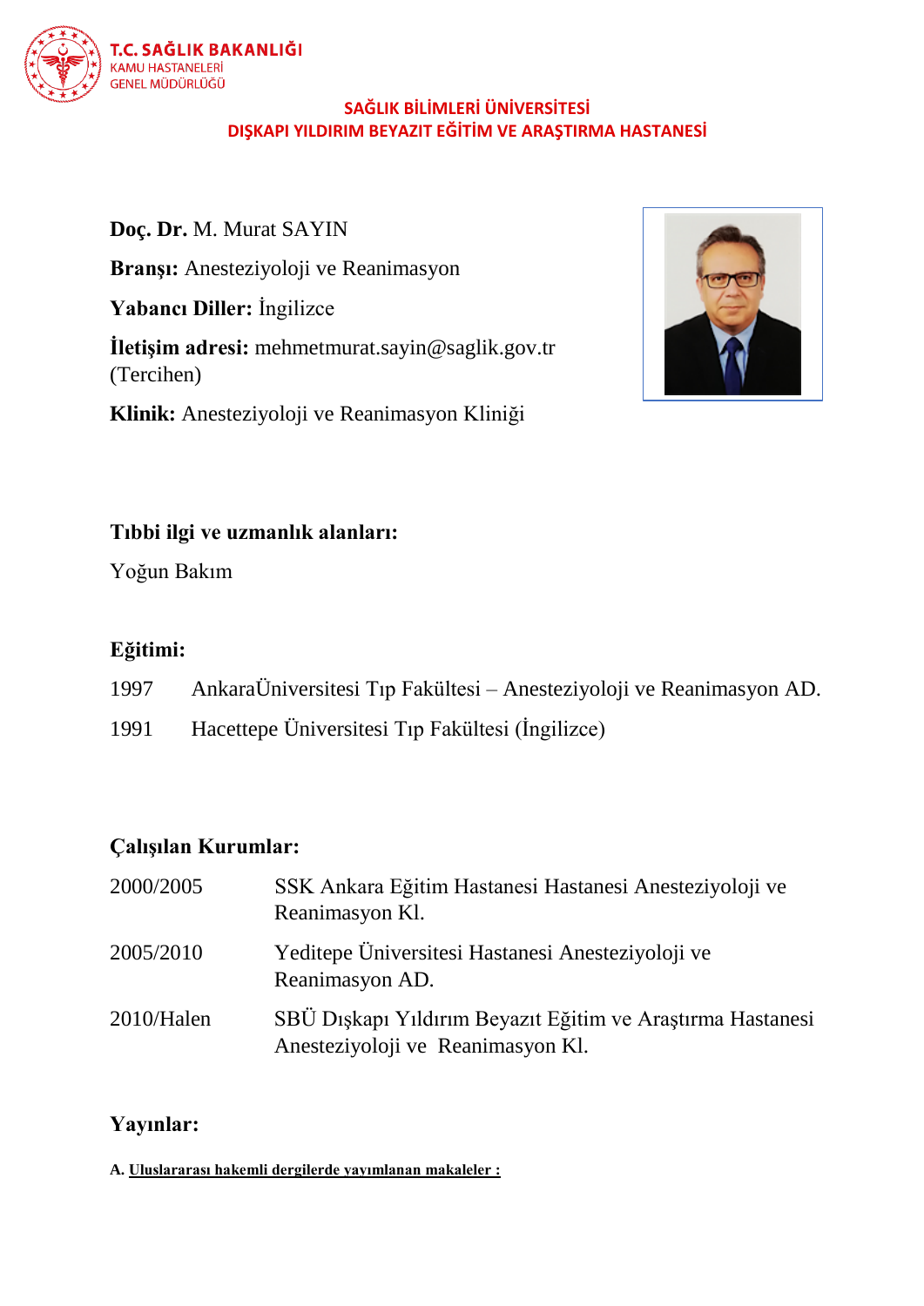T.C. SAĞLIK BAKANLIĞI
KAMU HASTANELERİ
GENEL MÜDÜRLÜĞÜ

**SAĞLIK BİLİMLERİ ÜNİVERSİTESİ**
**DIŞKAPI YILDIRIM BEYAZIT EĞİTİM VE ARAŞTIRMA HASTANESİ**

**Doç. Dr.** M. Murat SAYIN

**Branşı:** Anesteziyoloji ve Reanimasyon

**Yabancı Diller:** İngilizce

**İletişim adresi:** mehmetmurat.sayin@saglik.gov.tr (Tercihen)

**Klinik:** Anesteziyoloji ve Reanimasyon Kliniği

**Tıbbi ilgi ve uzmanlık alanları:**

Yoğun Bakım

**Eğitimi:**

1997 AnkaraÜniversitesi Tıp Fakültesi – Anesteziyoloji ve Reanimasyon AD.

1991 Hacettepe Üniversitesi Tıp Fakültesi (İngilizce)

**Çalışılan Kurumlar:**

| | |
|---|---|
| 2000/2005 | SSK Ankara Eğitim Hastanesi Hastanesi Anesteziyoloji ve Reanimasyon Kl. |
| 2005/2010 | Yeditepe Üniversitesi Hastanesi Anesteziyoloji ve Reanimasyon AD. |
| 2010/Halen | SBÜ Dışkapı Yıldırım Beyazıt Eğitim ve Araştırma Hastanesi Anesteziyoloji ve Reanimasyon Kl. |

**Yayınlar:**

**A. Uluslararası hakemli dergilerde yayımlanan makaleler :**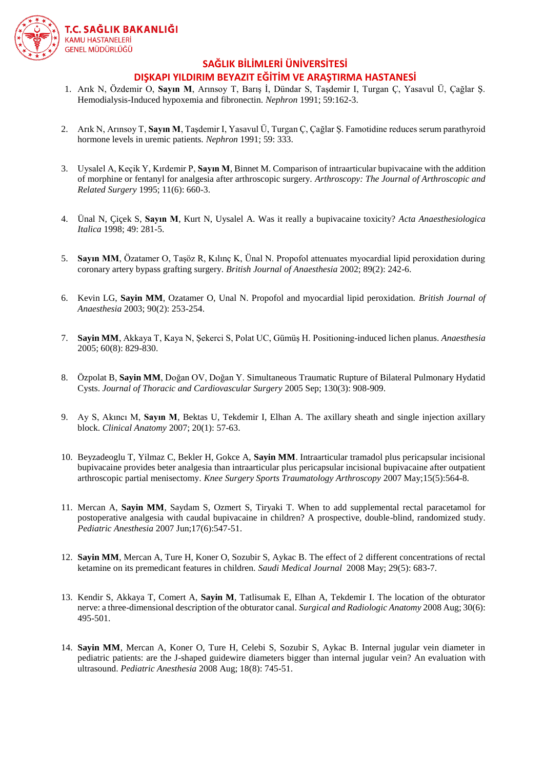1. Arık N, Özdemir O, **Sayın M**, Arınsoy T, Barış İ, Dündar S, Taşdemir I, Turgan Ç, Yasavul Ü, Çağlar Ş. Hemodialysis-Induced hypoxemia and fibronectin. *Nephron* 1991; 59:162-3.

2. Arık N, Arınsoy T, **Sayın M**, Taşdemir I, Yasavul Ü, Turgan Ç, Çağlar Ş. Famotidine reduces serum parathyroid hormone levels in uremic patients. *Nephron* 1991; 59: 333.

3. Uysalel A, Keçik Y, Kırdemir P, **Sayın M**, Binnet M. Comparison of intraarticular bupivacaine with the addition of morphine or fentanyl for analgesia after arthroscopic surgery. *Arthroscopy: The Journal of Arthroscopic and Related Surgery* 1995; 11(6): 660-3.

4. Ünal N, Çiçek S, **Sayın M**, Kurt N, Uysalel A. Was it really a bupivacaine toxicity? *Acta Anaesthesiologica Italica* 1998; 49: 281-5.

5. **Sayın MM**, Özatamer O, Taşöz R, Kılınç K, Ünal N. Propofol attenuates myocardial lipid peroxidation during coronary artery bypass grafting surgery. *British Journal of Anaesthesia* 2002; 89(2): 242-6.

6. Kevin LG, **Sayin MM**, Ozatamer O, Unal N. Propofol and myocardial lipid peroxidation. *British Journal of Anaesthesia* 2003; 90(2): 253-254.

7. **Sayin MM**, Akkaya T, Kaya N, Şekerci S, Polat UC, Gümüş H. Positioning-induced lichen planus. *Anaesthesia* 2005; 60(8): 829-830.

8. Özpolat B, **Sayin MM**, Doğan OV, Doğan Y. Simultaneous Traumatic Rupture of Bilateral Pulmonary Hydatid Cysts. *Journal of Thoracic and Cardiovascular Surgery* 2005 Sep; 130(3): 908-909.

9. Ay S, Akıncı M, **Sayın M**, Bektas U, Tekdemir I, Elhan A. The axillary sheath and single injection axillary block. *Clinical Anatomy* 2007; 20(1): 57-63.

10. Beyzadeoglu T, Yilmaz C, Bekler H, Gokce A, **Sayin MM**. Intraarticular tramadol plus pericapsular incisional bupivacaine provides beter analgesia than intraarticular plus pericapsular incisional bupivacaine after outpatient arthroscopic partial menisectomy. *Knee Surgery Sports Traumatology Arthroscopy* 2007 May;15(5):564-8.

11. Mercan A, **Sayin MM**, Saydam S, Ozmert S, Tiryaki T. When to add supplemental rectal paracetamol for postoperative analgesia with caudal bupivacaine in children? A prospective, double-blind, randomized study. *Pediatric Anesthesia* 2007 Jun;17(6):547-51.

12. **Sayin MM**, Mercan A, Ture H, Koner O, Sozubir S, Aykac B. The effect of 2 different concentrations of rectal ketamine on its premedicant features in children. *Saudi Medical Journal* 2008 May; 29(5): 683-7.

13. Kendir S, Akkaya T, Comert A, **Sayin M**, Tatlisumak E, Elhan A, Tekdemir I. The location of the obturator nerve: a three-dimensional description of the obturator canal. *Surgical and Radiologic Anatomy* 2008 Aug; 30(6): 495-501.

14. **Sayin MM**, Mercan A, Koner O, Ture H, Celebi S, Sozubir S, Aykac B. Internal jugular vein diameter in pediatric patients: are the J-shaped guidewire diameters bigger than internal jugular vein? An evaluation with ultrasound. *Pediatric Anesthesia* 2008 Aug; 18(8): 745-51.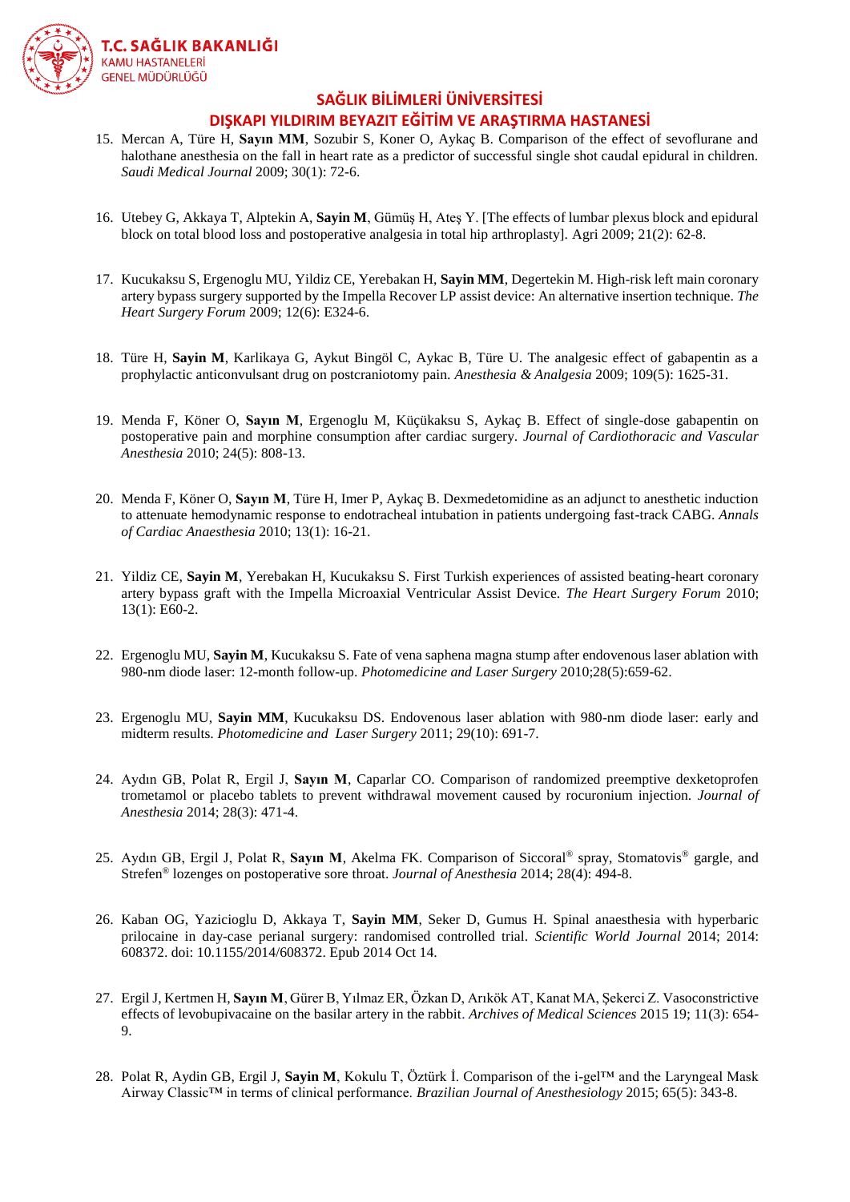15. Mercan A, Türe H, **Sayın MM**, Sozubir S, Koner O, Aykaç B. Comparison of the effect of sevoflurane and halothane anesthesia on the fall in heart rate as a predictor of successful single shot caudal epidural in children. *Saudi Medical Journal* 2009; 30(1): 72-6.

16. Utebey G, Akkaya T, Alptekin A, **Sayin M**, Gümüş H, Ateş Y. [The effects of lumbar plexus block and epidural block on total blood loss and postoperative analgesia in total hip arthroplasty]. Agri 2009; 21(2): 62-8.

17. Kucukaksu S, Ergenoglu MU, Yildiz CE, Yerebakan H, **Sayin MM**, Degertekin M. High-risk left main coronary artery bypass surgery supported by the Impella Recover LP assist device: An alternative insertion technique. *The Heart Surgery Forum* 2009; 12(6): E324-6.

18. Türe H, **Sayin M**, Karlikaya G, Aykut Bingöl C, Aykac B, Türe U. The analgesic effect of gabapentin as a prophylactic anticonvulsant drug on postcraniotomy pain. *Anesthesia & Analgesia* 2009; 109(5): 1625-31.

19. Menda F, Köner O, **Sayın M**, Ergenoglu M, Küçükaksu S, Aykaç B. Effect of single-dose gabapentin on postoperative pain and morphine consumption after cardiac surgery. *Journal of Cardiothoracic and Vascular Anesthesia* 2010; 24(5): 808-13.

20. Menda F, Köner O, **Sayın M**, Türe H, Imer P, Aykaç B. Dexmedetomidine as an adjunct to anesthetic induction to attenuate hemodynamic response to endotracheal intubation in patients undergoing fast-track CABG. *Annals of Cardiac Anaesthesia* 2010; 13(1): 16-21.

21. Yildiz CE, **Sayin M**, Yerebakan H, Kucukaksu S. First Turkish experiences of assisted beating-heart coronary artery bypass graft with the Impella Microaxial Ventricular Assist Device. *The Heart Surgery Forum* 2010; 13(1): E60-2.

22. Ergenoglu MU, **Sayin M**, Kucukaksu S. Fate of vena saphena magna stump after endovenous laser ablation with 980-nm diode laser: 12-month follow-up. *Photomedicine and Laser Surgery* 2010;28(5):659-62.

23. Ergenoglu MU, **Sayin MM**, Kucukaksu DS. Endovenous laser ablation with 980-nm diode laser: early and midterm results. *Photomedicine and Laser Surgery* 2011; 29(10): 691-7.

24. Aydın GB, Polat R, Ergil J, **Sayın M**, Caparlar CO. Comparison of randomized preemptive dexketoprofen trometamol or placebo tablets to prevent withdrawal movement caused by rocuronium injection. *Journal of Anesthesia* 2014; 28(3): 471-4.

25. Aydın GB, Ergil J, Polat R, **Sayın M**, Akelma FK. Comparison of Siccoral® spray, Stomatovis® gargle, and Strefen® lozenges on postoperative sore throat. *Journal of Anesthesia* 2014; 28(4): 494-8.

26. Kaban OG, Yazicioglu D, Akkaya T, **Sayin MM**, Seker D, Gumus H. Spinal anaesthesia with hyperbaric prilocaine in day-case perianal surgery: randomised controlled trial. *Scientific World Journal* 2014; 2014: 608372. doi: 10.1155/2014/608372. Epub 2014 Oct 14.

27. Ergil J, Kertmen H, **Sayın M**, Gürer B, Yılmaz ER, Özkan D, Arıkök AT, Kanat MA, Şekerci Z. Vasoconstrictive effects of levobupivacaine on the basilar artery in the rabbit. *Archives of Medical Sciences* 2015 19; 11(3): 654-9.

28. Polat R, Aydin GB, Ergil J, **Sayin M**, Kokulu T, Öztürk İ. Comparison of the i-gel™ and the Laryngeal Mask Airway Classic™ in terms of clinical performance. *Brazilian Journal of Anesthesiology* 2015; 65(5): 343-8.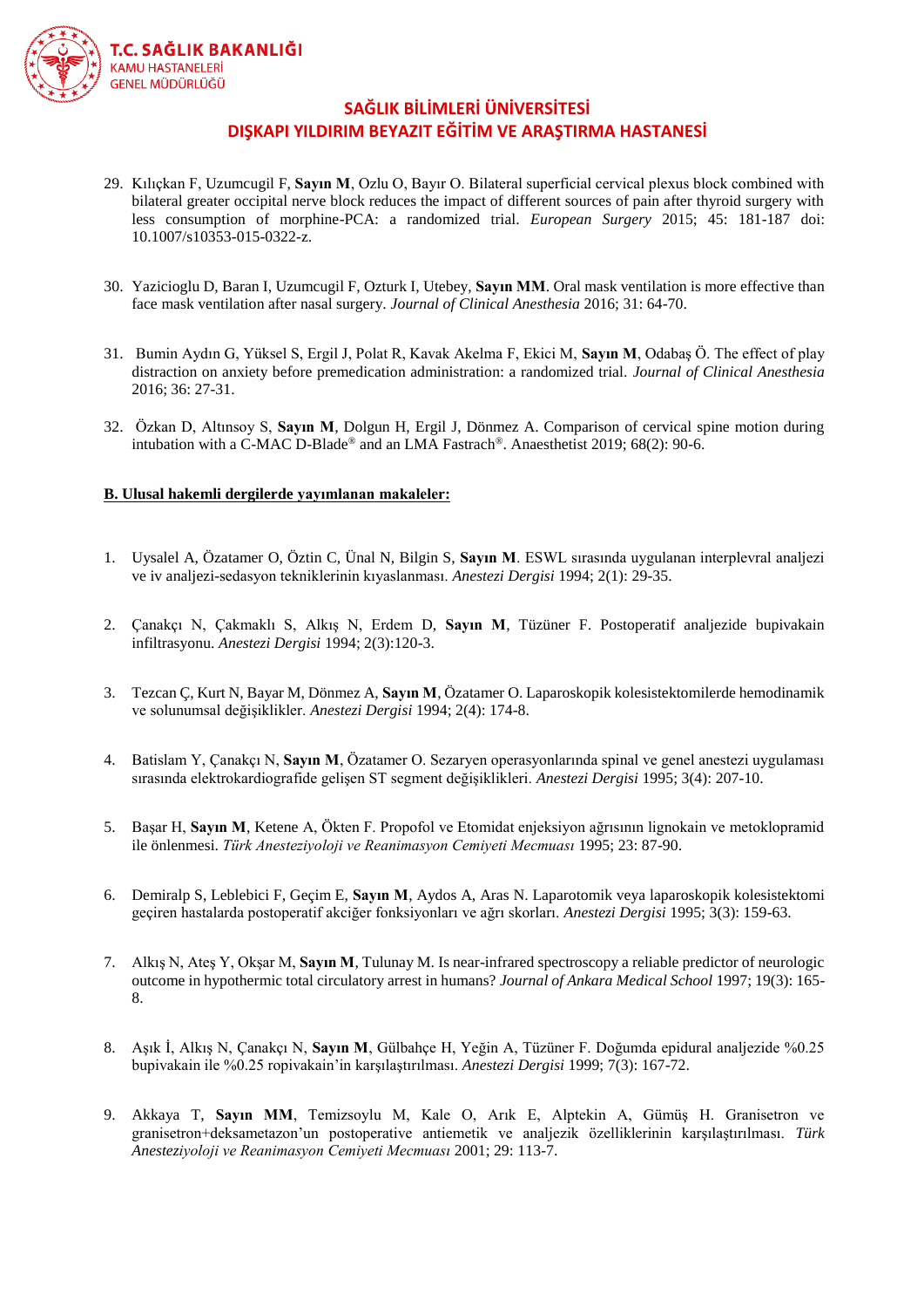29. Kılıçkan F, Uzumcugil F, **Sayın M**, Ozlu O, Bayır O. Bilateral superficial cervical plexus block combined with bilateral greater occipital nerve block reduces the impact of different sources of pain after thyroid surgery with less consumption of morphine-PCA: a randomized trial. *European Surgery* 2015; 45: 181-187 doi: 10.1007/s10353-015-0322-z.

30. Yazicioglu D, Baran I, Uzumcugil F, Ozturk I, Utebey, **Sayın MM**. Oral mask ventilation is more effective than face mask ventilation after nasal surgery. *Journal of Clinical Anesthesia* 2016; 31: 64-70.

31. Bumin Aydın G, Yüksel S, Ergil J, Polat R, Kavak Akelma F, Ekici M, **Sayın M**, Odabaş Ö. The effect of play distraction on anxiety before premedication administration: a randomized trial. *Journal of Clinical Anesthesia* 2016; 36: 27-31.

32. Özkan D, Altınsoy S, **Sayın M**, Dolgun H, Ergil J, Dönmez A. Comparison of cervical spine motion during intubation with a C-MAC D-Blade® and an LMA Fastrach®. Anaesthetist 2019; 68(2): 90-6.

**B. Ulusal hakemli dergilerde yayımlanan makaleler:**

1. Uysalel A, Özatamer O, Öztin C, Ünal N, Bilgin S, **Sayın M**. ESWL sırasında uygulanan interplevral analjezi ve iv analjezi-sedasyon tekniklerinin kıyaslanması. *Anestezi Dergisi* 1994; 2(1): 29-35.

2. Çanakçı N, Çakmaklı S, Alkış N, Erdem D, **Sayın M**, Tüzüner F. Postoperatif analjezide bupivakain infiltrasyonu. *Anestezi Dergisi* 1994; 2(3):120-3.

3. Tezcan Ç, Kurt N, Bayar M, Dönmez A, **Sayın M**, Özatamer O. Laparoskopik kolesistektomilerde hemodinamik ve solunumsal değişiklikler. *Anestezi Dergisi* 1994; 2(4): 174-8.

4. Batislam Y, Çanakçı N, **Sayın M**, Özatamer O. Sezaryen operasyonlarında spinal ve genel anestezi uygulaması sırasında elektrokardiografide gelişen ST segment değişiklikleri. *Anestezi Dergisi* 1995; 3(4): 207-10.

5. Başar H, **Sayın M**, Ketene A, Ökten F. Propofol ve Etomidat enjeksiyon ağrısının lignokain ve metoklopramid ile önlenmesi. *Türk Anesteziyoloji ve Reanimasyon Cemiyeti Mecmuası* 1995; 23: 87-90.

6. Demiralp S, Leblebici F, Geçim E, **Sayın M**, Aydos A, Aras N. Laparotomik veya laparoskopik kolesistektomi geçiren hastalarda postoperatif akciğer fonksiyonları ve ağrı skorları. *Anestezi Dergisi* 1995; 3(3): 159-63.

7. Alkış N, Ateş Y, Okşar M, **Sayın M**, Tulunay M. Is near-infrared spectroscopy a reliable predictor of neurologic outcome in hypothermic total circulatory arrest in humans? *Journal of Ankara Medical School* 1997; 19(3): 165-8.

8. Aşık İ, Alkış N, Çanakçı N, **Sayın M**, Gülbahçe H, Yeğin A, Tüzüner F. Doğumda epidural analjezide %0.25 bupivakain ile %0.25 ropivakain'in karşılaştırılması. *Anestezi Dergisi* 1999; 7(3): 167-72.

9. Akkaya T, **Sayın MM**, Temizsoylu M, Kale O, Arık E, Alptekin A, Gümüş H. Granisetron ve granisetron+deksametazon'un postoperative antiemetik ve analjezik özelliklerinin karşılaştırılması. *Türk Anesteziyoloji ve Reanimasyon Cemiyeti Mecmuası* 2001; 29: 113-7.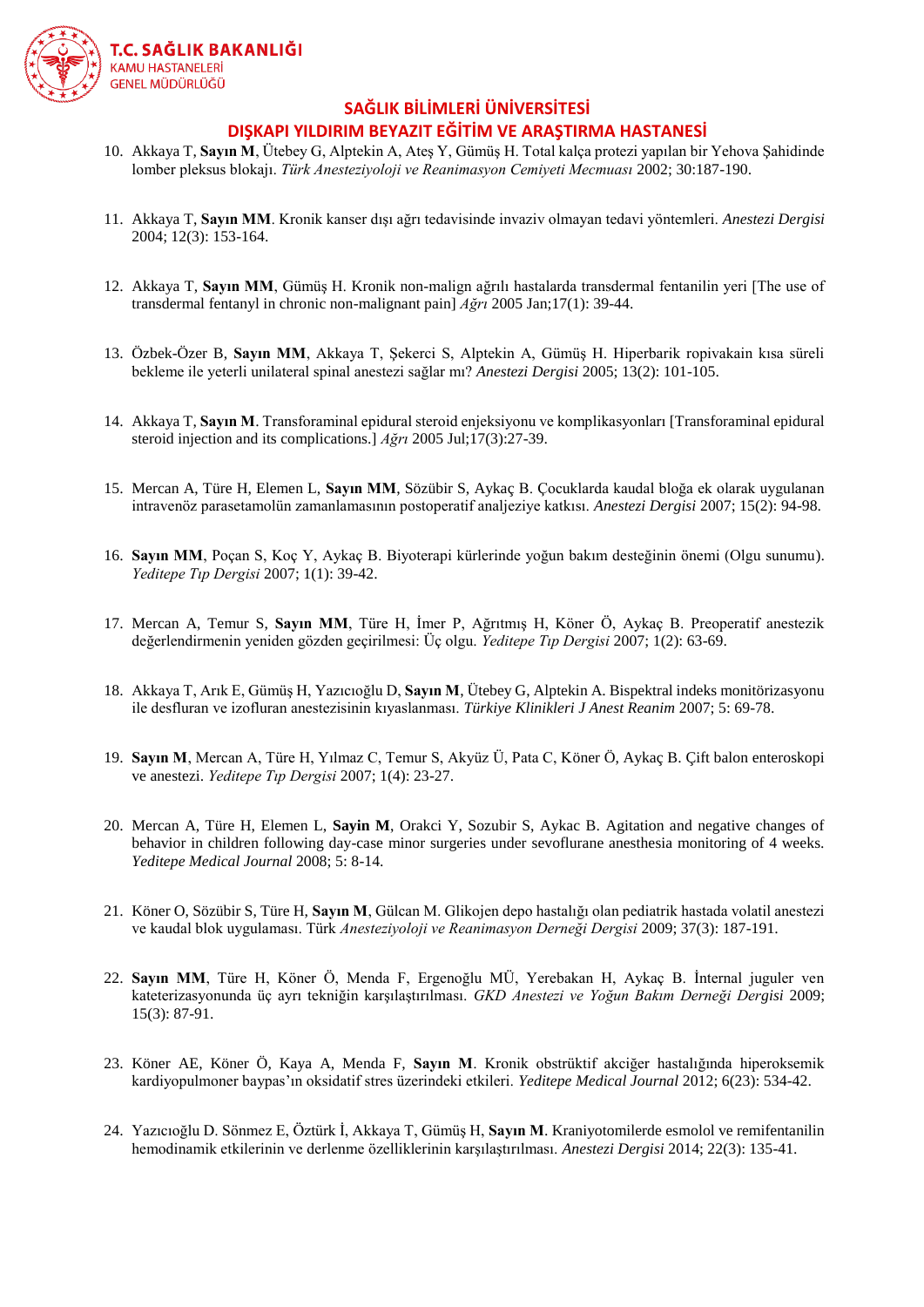10. Akkaya T, **Sayın M**, Ütebey G, Alptekin A, Ateş Y, Gümüş H. Total kalça protezi yapılan bir Yehova Şahidinde lomber pleksus blokajı. *Türk Anesteziyoloji ve Reanimasyon Cemiyeti Mecmuası* 2002; 30:187-190.

11. Akkaya T, **Sayın MM**. Kronik kanser dışı ağrı tedavisinde invaziv olmayan tedavi yöntemleri. *Anestezi Dergisi* 2004; 12(3): 153-164.

12. Akkaya T, **Sayın MM**, Gümüş H. Kronik non-malign ağrılı hastalarda transdermal fentanilin yeri [The use of transdermal fentanyl in chronic non-malignant pain] *Ağrı* 2005 Jan;17(1): 39-44.

13. Özbek-Özer B, **Sayın MM**, Akkaya T, Şekerci S, Alptekin A, Gümüş H. Hiperbarik ropivakain kısa süreli bekleme ile yeterli unilateral spinal anestezi sağlar mı? *Anestezi Dergisi* 2005; 13(2): 101-105.

14. Akkaya T, **Sayın M**. Transforaminal epidural steroid enjeksiyonu ve komplikasyonları [Transforaminal epidural steroid injection and its complications.] *Ağrı* 2005 Jul;17(3):27-39.

15. Mercan A, Türe H, Elemen L, **Sayın MM**, Sözübir S, Aykaç B. Çocuklarda kaudal bloğa ek olarak uygulanan intravenöz parasetamolün zamanlamasının postoperatif analjeziye katkısı. *Anestezi Dergisi* 2007; 15(2): 94-98.

16. **Sayın MM**, Poçan S, Koç Y, Aykaç B. Biyoterapi kürlerinde yoğun bakım desteğinin önemi (Olgu sunumu). *Yeditepe Tıp Dergisi* 2007; 1(1): 39-42.

17. Mercan A, Temur S, **Sayın MM**, Türe H, İmer P, Ağrıtmış H, Köner Ö, Aykaç B. Preoperatif anestezik değerlendirmenin yeniden gözden geçirilmesi: Üç olgu. *Yeditepe Tıp Dergisi* 2007; 1(2): 63-69.

18. Akkaya T, Arık E, Gümüş H, Yazıcıoğlu D, **Sayın M**, Ütebey G, Alptekin A. Bispektral indeks monitörizasyonu ile desfluran ve izofluran anestezisinin kıyaslanması. *Türkiye Klinikleri J Anest Reanim* 2007; 5: 69-78.

19. **Sayın M**, Mercan A, Türe H, Yılmaz C, Temur S, Akyüz Ü, Pata C, Köner Ö, Aykaç B. Çift balon enteroskopi ve anestezi. *Yeditepe Tıp Dergisi* 2007; 1(4): 23-27.

20. Mercan A, Türe H, Elemen L, **Sayin M**, Orakci Y, Sozubir S, Aykac B. Agitation and negative changes of behavior in children following day-case minor surgeries under sevoflurane anesthesia monitoring of 4 weeks. *Yeditepe Medical Journal* 2008; 5: 8-14.

21. Köner O, Sözübir S, Türe H, **Sayın M**, Gülcan M. Glikojen depo hastalığı olan pediatrik hastada volatil anestezi ve kaudal blok uygulaması. Türk *Anesteziyoloji ve Reanimasyon Derneği Dergisi* 2009; 37(3): 187-191.

22. **Sayın MM**, Türe H, Köner Ö, Menda F, Ergenoğlu MÜ, Yerebakan H, Aykaç B. İnternal juguler ven kateterizasyonunda üç ayrı tekniğin karşılaştırılması. *GKD Anestezi ve Yoğun Bakım Derneği Dergisi* 2009; 15(3): 87-91.

23. Köner AE, Köner Ö, Kaya A, Menda F, **Sayın M**. Kronik obstrüktif akciğer hastalığında hiperoksemik kardiyopulmoner baypas'ın oksidatif stres üzerindeki etkileri. *Yeditepe Medical Journal* 2012; 6(23): 534-42.

24. Yazıcıoğlu D. Sönmez E, Öztürk İ, Akkaya T, Gümüş H, **Sayın M**. Kraniyotomilerde esmolol ve remifentanilin hemodinamik etkilerinin ve derlenme özelliklerinin karşılaştırılması. *Anestezi Dergisi* 2014; 22(3): 135-41.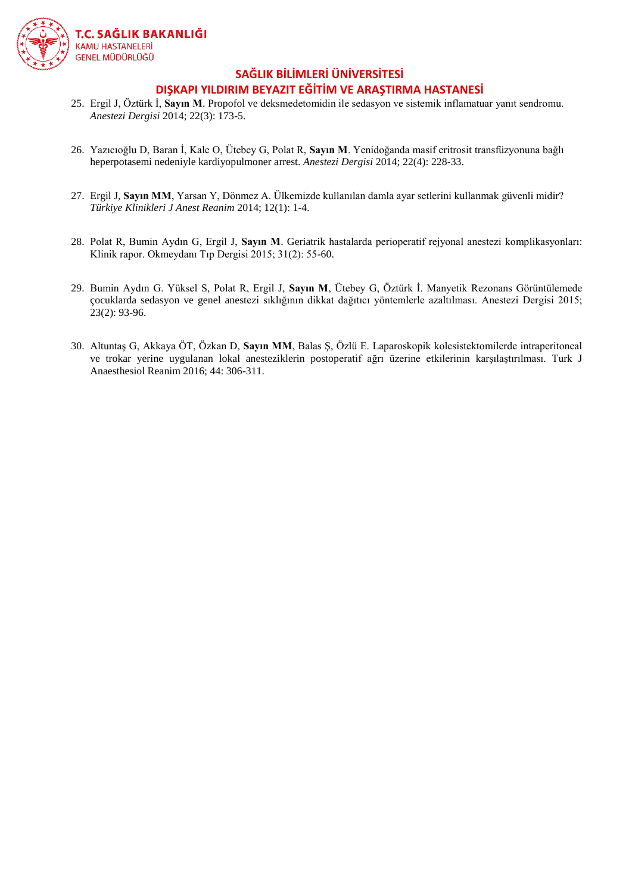25. Ergil J, Öztürk İ, **Sayın M**. Propofol ve deksmedetomidin ile sedasyon ve sistemik inflamatuar yanıt sendromu. *Anestezi Dergisi* 2014; 22(3): 173-5.

26. Yazıcıoğlu D, Baran İ, Kale O, Ütebey G, Polat R, **Sayın M**. Yenidoğanda masif eritrosit transfüzyonuna bağlı heperpotasemi nedeniyle kardiyopulmoner arrest. *Anestezi Dergisi* 2014; 22(4): 228-33.

27. Ergil J, **Sayın MM**, Yarsan Y, Dönmez A. Ülkemizde kullanılan damla ayar setlerini kullanmak güvenli midir? *Türkiye Klinikleri J Anest Reanim* 2014; 12(1): 1-4.

28. Polat R, Bumin Aydın G, Ergil J, **Sayın M**. Geriatrik hastalarda perioperatif rejyonal anestezi komplikasyonları: Klinik rapor. Okmeydanı Tıp Dergisi 2015; 31(2): 55-60.

29. Bumin Aydın G. Yüksel S, Polat R, Ergil J, **Sayın M**, Ütebey G, Öztürk İ. Manyetik Rezonans Görüntülemede çocuklarda sedasyon ve genel anestezi sıklığının dikkat dağıtıcı yöntemlerle azaltılması. Anestezi Dergisi 2015; 23(2): 93-96.

30. Altuntaş G, Akkaya ÖT, Özkan D, **Sayın MM**, Balas Ş, Özlü E. Laparoskopik kolesistektomilerde intraperitoneal ve trokar yerine uygulanan lokal anesteziklerin postoperatif ağrı üzerine etkilerinin karşılaştırılması. Turk J Anaesthesiol Reanim 2016; 44: 306-311.